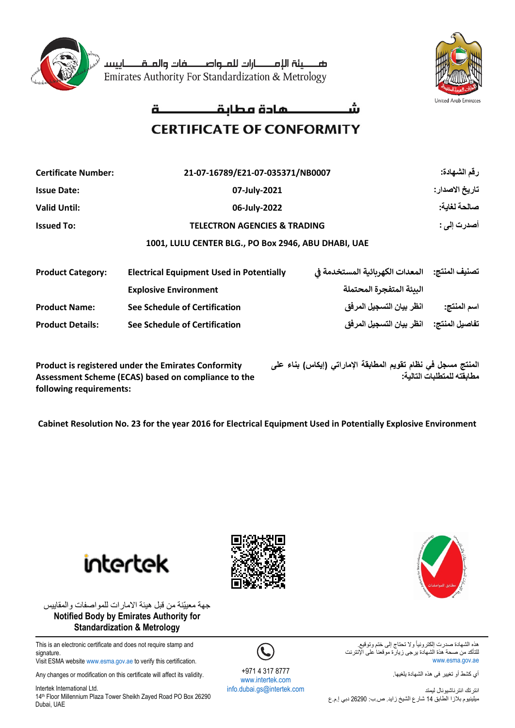هـــيئة الإمـــــارات للمـواصــــفات والمـقـــــاييس
Emirates Authority For Standardization & Metrology

United Arab Emirates

# شـــــــــهادة مطابقـــــــــة
# CERTIFICATE OF CONFORMITY

| | | |
|---|---|---|
| **Certificate Number:** | **21-07-16789/E21-07-035371/NB0007** | **رقم الشهادة:** |
| **Issue Date:** | **07-July-2021** | **تاريخ الاصدار:** |
| **Valid Until:** | **06-July-2022** | **صالحة لغاية:** |
| **Issued To:** | **TELECTRON AGENCIES & TRADING** | **أصدرت إلى :** |
| | **1001, LULU CENTER BLG., PO Box 2946, ABU DHABI, UAE** | |

| | | | |
|---|---|---|---|
| **Product Category:** | **Electrical Equipment Used in Potentially Explosive Environment** | **المعدات الكهربائية المستخدمة في البيئة المتفجرة المحتملة** | **تصنيف المنتج:** |
| **Product Name:** | **See Schedule of Certification** | **انظر بيان التسجيل المرفق** | **اسم المنتج:** |
| **Product Details:** | **See Schedule of Certification** | **انظر بيان التسجيل المرفق** | **تفاصيل المنتج:** |

**Product is registered under the Emirates Conformity Assessment Scheme (ECAS) based on compliance to the following requirements:**

**المنتج مسجل في نظام تقويم المطابقة الإماراتي (إيكاس) بناء على مطابقته للمتطلبات التالية:**

**Cabinet Resolution No. 23 for the year 2016 for Electrical Equipment Used in Potentially Explosive Environment**

intertek

جهة معيّنة من قبل هيئة الامارات للمواصفات والمقاييس
**Notified Body by Emirates Authority for Standardization & Metrology**

This is an electronic certificate and does not require stamp and signature.
Visit ESMA website www.esma.gov.ae to verify this certification.

Any changes or modification on this certificate will affect its validity.

Intertek International Ltd.
14th Floor Millennium Plaza Tower Sheikh Zayed Road PO Box 26290
Dubai, UAE

+971 4 317 8777
www.intertek.com
info.dubai.gs@intertek.com

هذه الشهادة صدرت إلكترونياً ولا تحتاج إلى ختم وتوقيع.
للتأكد من صحة هذة الشهادة يرجى زيارة موقعنا على الإنترنت
www.esma.gov.ae

أي كشط أو تغيير في هذه الشهادة يلغيها.

انترتك انترناشيونال ليمتد
ميلينيوم بلازا الطابق 14 شارع الشيخ زايد. ص.ب: 26290 دبي إ.م.ع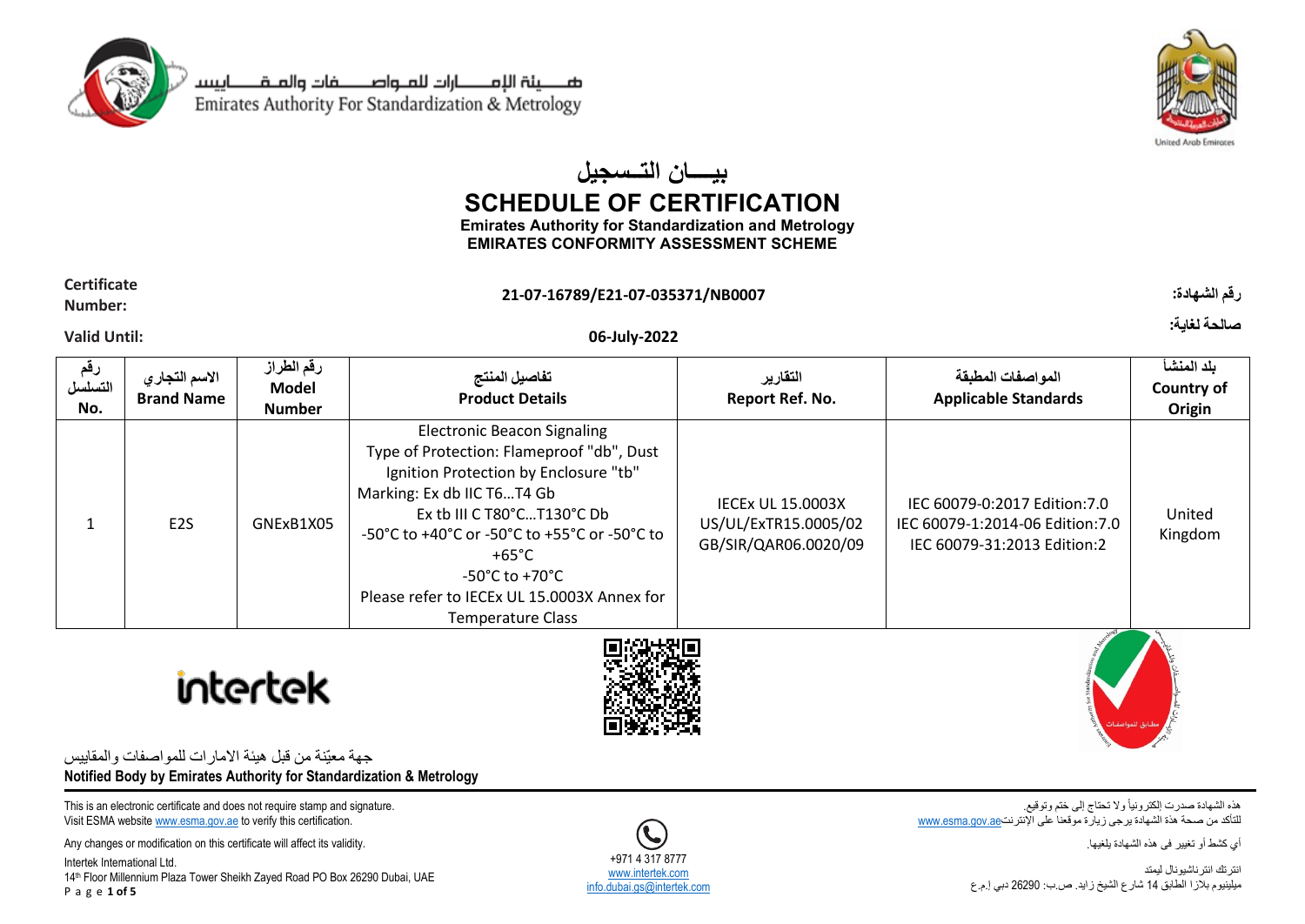هـــيئة الإمــــارات للمـواصــــفات والمـقــــاييس
Emirates Authority For Standardization & Metrology

United Arab Emirates

# بيـــان التـسجيل
# SCHEDULE OF CERTIFICATION
**Emirates Authority for Standardization and Metrology**
**EMIRATES CONFORMITY ASSESSMENT SCHEME**

**Certificate Number:** **21-07-16789/E21-07-035371/NB0007** **رقم الشهادة:**

**Valid Until:** **06-July-2022** **صالحة لغاية:**

| رقم التسلسل No. | الاسم التجاري Brand Name | رقم الطراز Model Number | تفاصيل المنتج Product Details | التقارير Report Ref. No. | المواصفات المطبقة Applicable Standards | بلد المنشأ Country of Origin |
|---|---|---|---|---|---|---|
| 1 | E2S | GNExB1X05 | Electronic Beacon Signaling<br>Type of Protection: Flameproof "db", Dust Ignition Protection by Enclosure "tb"<br>Marking: Ex db IIC T6…T4 Gb<br>Ex tb III C T80°C…T130°C Db<br>-50°C to +40°C or -50°C to +55°C or -50°C to +65°C<br>-50°C to +70°C<br>Please refer to IECEx UL 15.0003X Annex for Temperature Class | IECEx UL 15.0003X<br>US/UL/ExTR15.0005/02<br>GB/SIR/QAR06.0020/09 | IEC 60079-0:2017 Edition:7.0<br>IEC 60079-1:2014-06 Edition:7.0<br>IEC 60079-31:2013 Edition:2 | United Kingdom |

intertek

جهة معيّنة من قبل هيئة الامارات للمواصفات والمقاييس
**Notified Body by Emirates Authority for Standardization & Metrology**

This is an electronic certificate and does not require stamp and signature.
Visit ESMA website www.esma.gov.ae to verify this certification.

Any changes or modification on this certificate will affect its validity.

Intertek International Ltd.
14th Floor Millennium Plaza Tower Sheikh Zayed Road PO Box 26290 Dubai, UAE

+971 4 317 8777
www.intertek.com
info.dubai.gs@intertek.com

هذه الشهادة صدرت إلكترونياً ولا تحتاج إلى ختم وتوقيع.
للتأكد من صحة هذة الشهادة يرجى زيارة موقعنا على الإنترنتwww.esma.gov.ae

أي كشط أو تغيير فى هذه الشهادة يلغيها.

انترتك انترناشيونال ليمتد
ميلينيوم بلازا الطابق 14 شارع الشيخ زايد. ص.ب: 26290 دبي إ.م.ع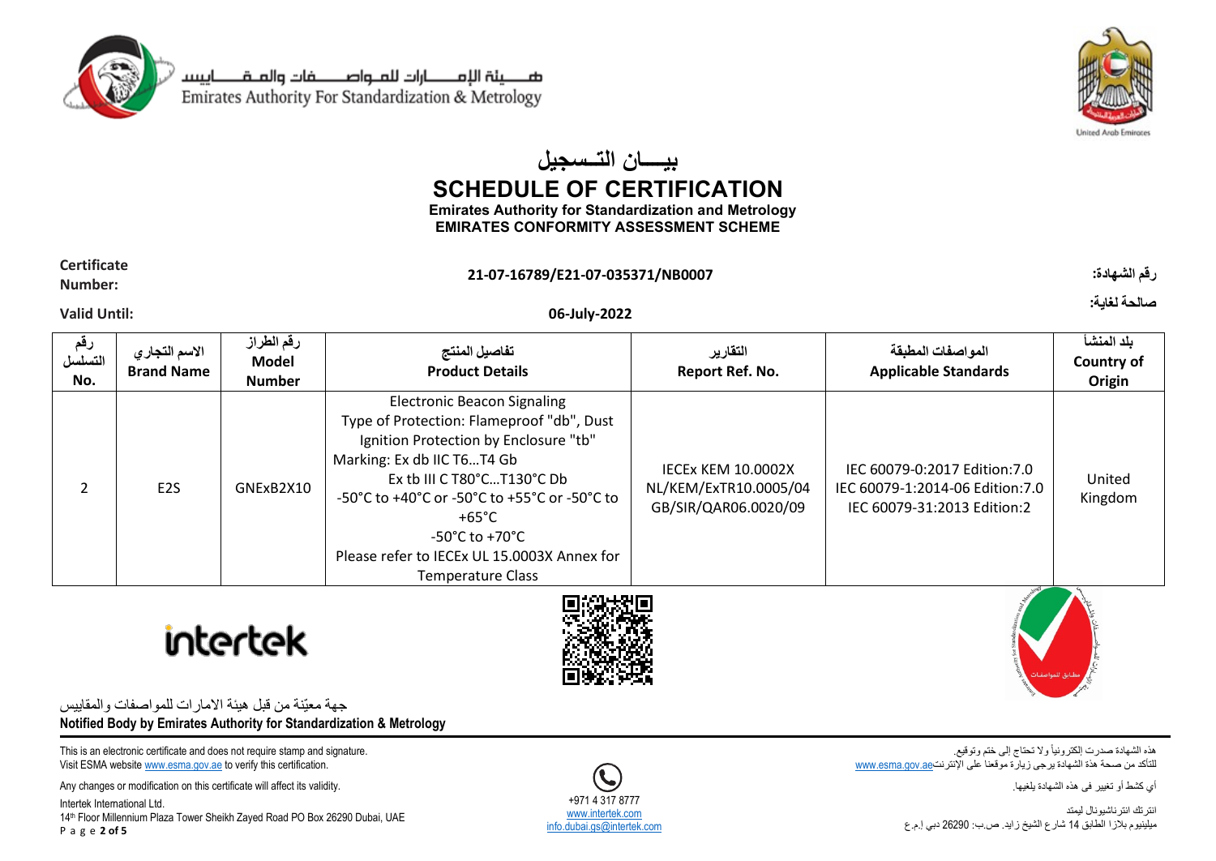هـــيئة الإمـــــارات للمـواصـــفات والمـقـــاييس
Emirates Authority For Standardization & Metrology

# بيـــان التــسجيل
# SCHEDULE OF CERTIFICATION
**Emirates Authority for Standardization and Metrology**
**EMIRATES CONFORMITY ASSESSMENT SCHEME**

**Certificate Number:** **21-07-16789/E21-07-035371/NB0007** **رقم الشهادة:**

**Valid Until:** **06-July-2022** **صالحة لغاية:**

| رقم التسلسل No. | الاسم التجاري Brand Name | رقم الطراز Model Number | تفاصيل المنتج Product Details | التقارير Report Ref. No. | المواصفات المطبقة Applicable Standards | بلد المنشأ Country of Origin |
|---|---|---|---|---|---|---|
| 2 | E2S | GNExB2X10 | Electronic Beacon Signaling<br>Type of Protection: Flameproof "db", Dust Ignition Protection by Enclosure "tb"<br>Marking: Ex db IIC T6…T4 Gb<br>Ex tb III C T80°C…T130°C Db<br>-50°C to +40°C or -50°C to +55°C or -50°C to +65°C<br>-50°C to +70°C<br>Please refer to IECEx UL 15.0003X Annex for Temperature Class | IECEx KEM 10.0002X<br>NL/KEM/ExTR10.0005/04<br>GB/SIR/QAR06.0020/09 | IEC 60079-0:2017 Edition:7.0<br>IEC 60079-1:2014-06 Edition:7.0<br>IEC 60079-31:2013 Edition:2 | United Kingdom |

intertek

جهة معيّنة من قبل هيئة الامارات للمواصفات والمقاييس
**Notified Body by Emirates Authority for Standardization & Metrology**

This is an electronic certificate and does not require stamp and signature.
Visit ESMA website www.esma.gov.ae to verify this certification.

هذه الشهادة صدرت إلكترونياً ولا تحتاج إلى ختم وتوقيع.
للتأكد من صحة هذه الشهادة يرجى زيارة موقعنا على الإنترنتwww.esma.gov.ae

Any changes or modification on this certificate will affect its validity.

أي كشط أو تغيير فى هذه الشهادة يلغيها.

Intertek International Ltd.
14th Floor Millennium Plaza Tower Sheikh Zayed Road PO Box 26290 Dubai, UAE

+971 4 317 8777
www.intertek.com
info.dubai.gs@intertek.com

انترتك انترناشيونال ليمتد
ميلينيوم بلازا الطابق 14 شارع الشيخ زايد. ص.ب: 26290 دبي إ.م.ع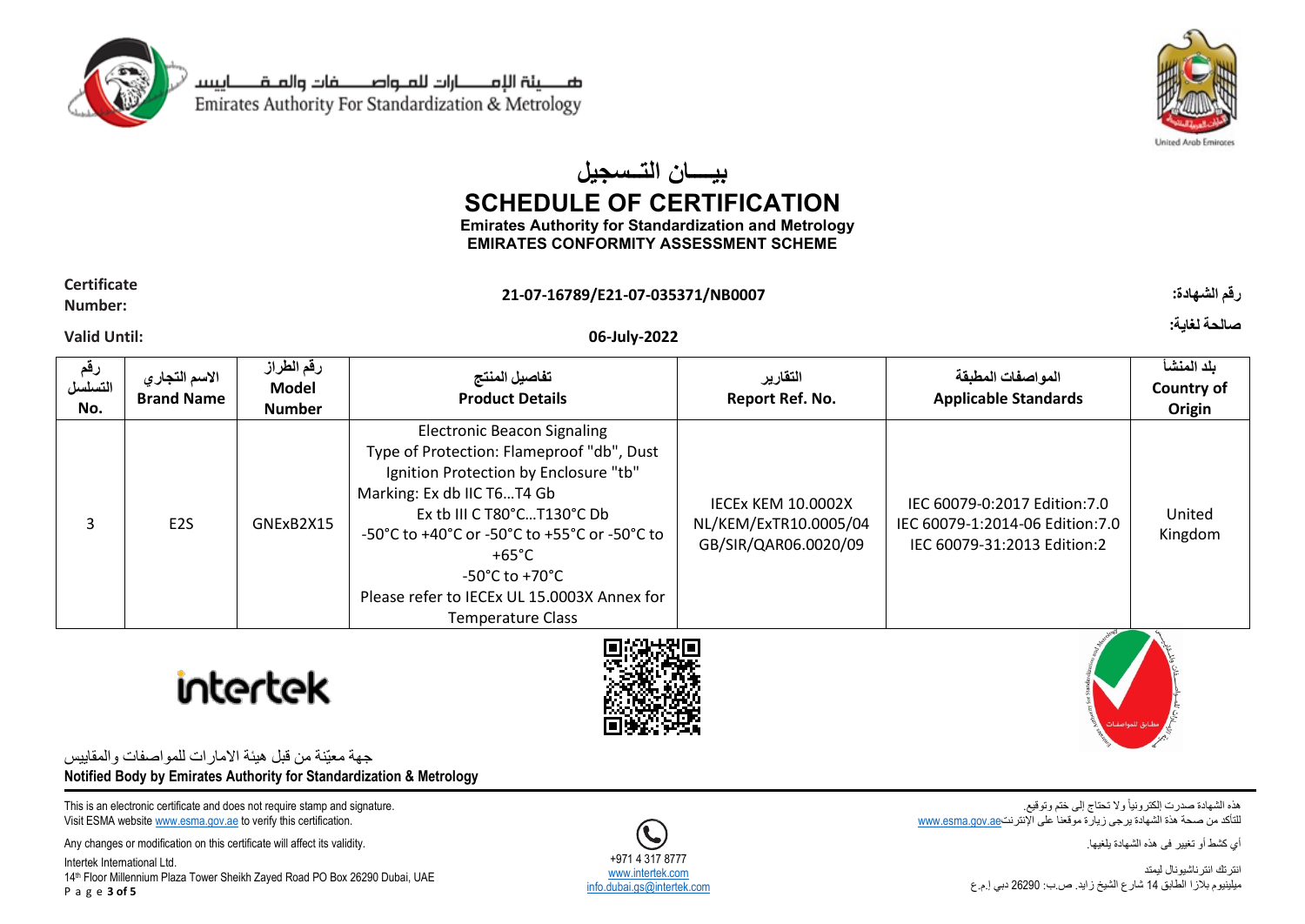هـــيئة الإمـــــارات للمـواصــــفات والمـقـــــاييس
Emirates Authority For Standardization & Metrology

# بيـــان التـسجيل

# SCHEDULE OF CERTIFICATION

**Emirates Authority for Standardization and Metrology**
**EMIRATES CONFORMITY ASSESSMENT SCHEME**

**Certificate Number:** **21-07-16789/E21-07-035371/NB0007** **:رقم الشهادة**

**Valid Until:** **06-July-2022** **:صالحة لغاية**

| رقم التسلسل No. | الاسم التجاري Brand Name | رقم الطراز Model Number | تفاصيل المنتج Product Details | التقارير Report Ref. No. | المواصفات المطبقة Applicable Standards | بلد المنشأ Country of Origin |
|---|---|---|---|---|---|---|
| 3 | E2S | GNExB2X15 | Electronic Beacon Signaling<br>Type of Protection: Flameproof "db", Dust Ignition Protection by Enclosure "tb"<br>Marking: Ex db IIC T6…T4 Gb<br>Ex tb III C T80°C…T130°C Db<br>-50°C to +40°C or -50°C to +55°C or -50°C to +65°C<br>-50°C to +70°C<br>Please refer to IECEx UL 15.0003X Annex for Temperature Class | IECEx KEM 10.0002X<br>NL/KEM/ExTR10.0005/04<br>GB/SIR/QAR06.0020/09 | IEC 60079-0:2017 Edition:7.0<br>IEC 60079-1:2014-06 Edition:7.0<br>IEC 60079-31:2013 Edition:2 | United Kingdom |

intertek

جهة معيّنة من قبل هيئة الامارات للمواصفات والمقاييس
**Notified Body by Emirates Authority for Standardization & Metrology**

This is an electronic certificate and does not require stamp and signature.
Visit ESMA website www.esma.gov.ae to verify this certification.

Any changes or modification on this certificate will affect its validity.

Intertek International Ltd.
14th Floor Millennium Plaza Tower Sheikh Zayed Road PO Box 26290 Dubai, UAE

+971 4 317 8777
www.intertek.com
info.dubai.gs@intertek.com

هذه الشهادة صدرت إلكترونياً ولا تحتاج إلى ختم وتوقيع.
للتأكد من صحة هذة الشهادة يرجى زيارة موقعنا على الإنترنتwww.esma.gov.ae

أي كشط أو تغيير في هذه الشهادة يلغيها.

انترتك انترناشيونال ليمتد
ميلينيوم بلازا الطابق 14 شارع الشيخ زايد. ص.ب: 26290 دبي إ.م.ع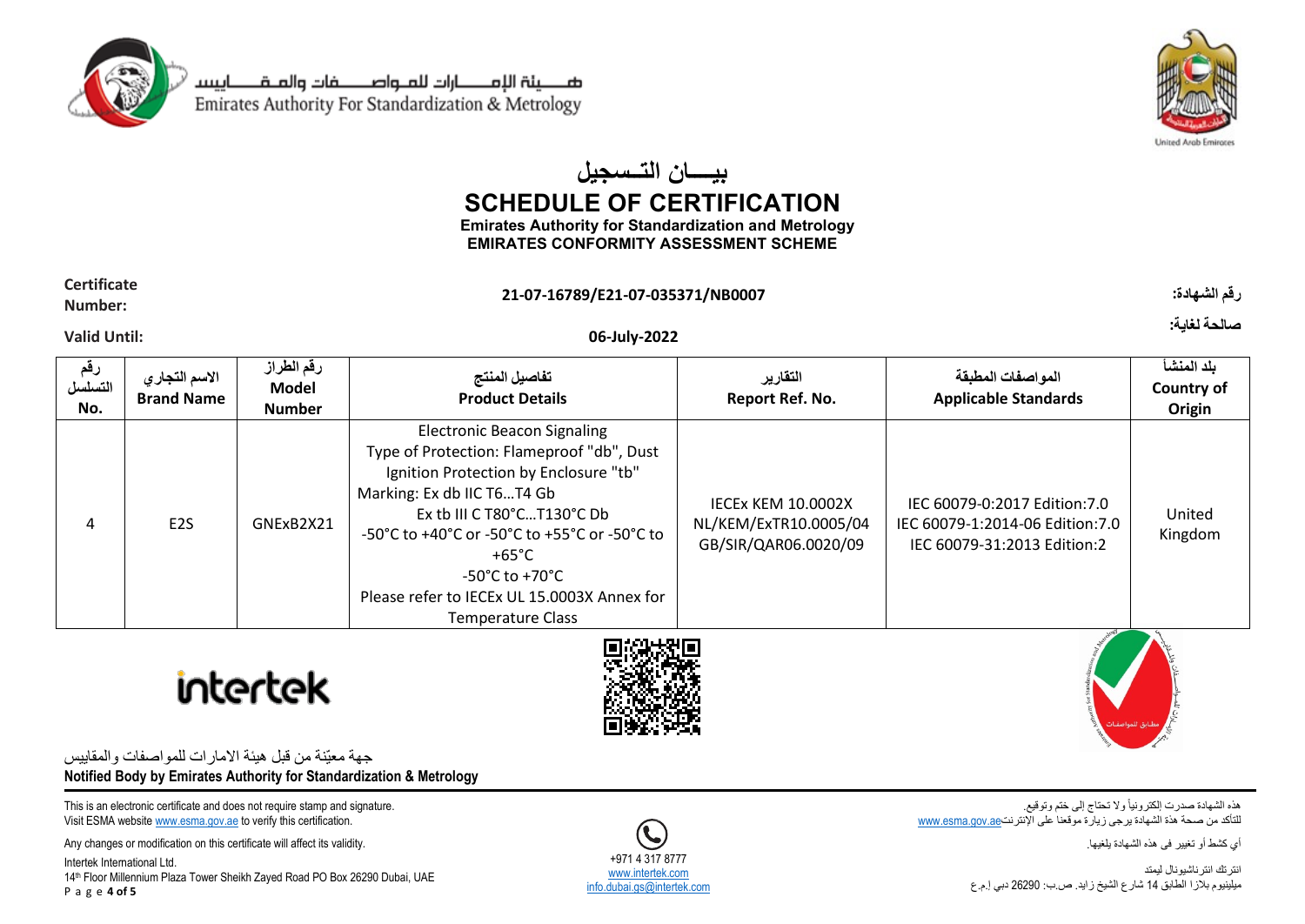هـــيئة الإمــــارات للمـواصــــفات والمـقــــاييس
Emirates Authority For Standardization & Metrology

# بيـــان التــسجيل
# SCHEDULE OF CERTIFICATION
**Emirates Authority for Standardization and Metrology**
**EMIRATES CONFORMITY ASSESSMENT SCHEME**

**Certificate Number:** **21-07-16789/E21-07-035371/NB0007** **:رقم الشهادة**

**Valid Until:** **06-July-2022** **:صالحة لغاية**

| رقم التسلسل No. | الاسم التجاري Brand Name | رقم الطراز Model Number | تفاصيل المنتج Product Details | التقارير Report Ref. No. | المواصفات المطبقة Applicable Standards | بلد المنشأ Country of Origin |
|---|---|---|---|---|---|---|
| 4 | E2S | GNExB2X21 | Electronic Beacon Signaling<br>Type of Protection: Flameproof "db", Dust Ignition Protection by Enclosure "tb"<br>Marking: Ex db IIC T6…T4 Gb<br>Ex tb III C T80°C…T130°C Db<br>-50°C to +40°C or -50°C to +55°C or -50°C to +65°C<br>-50°C to +70°C<br>Please refer to IECEx UL 15.0003X Annex for Temperature Class | IECEx KEM 10.0002X<br>NL/KEM/ExTR10.0005/04<br>GB/SIR/QAR06.0020/09 | IEC 60079-0:2017 Edition:7.0<br>IEC 60079-1:2014-06 Edition:7.0<br>IEC 60079-31:2013 Edition:2 | United Kingdom |

intertek

جهة معيّنة من قبل هيئة الامارات للمواصفات والمقاييس
**Notified Body by Emirates Authority for Standardization & Metrology**

This is an electronic certificate and does not require stamp and signature.
Visit ESMA website www.esma.gov.ae to verify this certification.

Any changes or modification on this certificate will affect its validity.

Intertek International Ltd.
14th Floor Millennium Plaza Tower Sheikh Zayed Road PO Box 26290 Dubai, UAE

+971 4 317 8777
www.intertek.com
info.dubai.gs@intertek.com

هذه الشهادة صدرت إلكترونياً ولا تحتاج إلى ختم وتوقيع.
للتأكد من صحة هذة الشهادة يرجى زيارة موقعنا على الإنترنتwww.esma.gov.ae

أي كشط أو تغيير في هذه الشهادة يلغيها.

انترتك انترناشيونال ليمتد
ميلينيوم بلازا الطابق 14 شارع الشيخ زايد. ص.ب: 26290 دبي إ.م.ع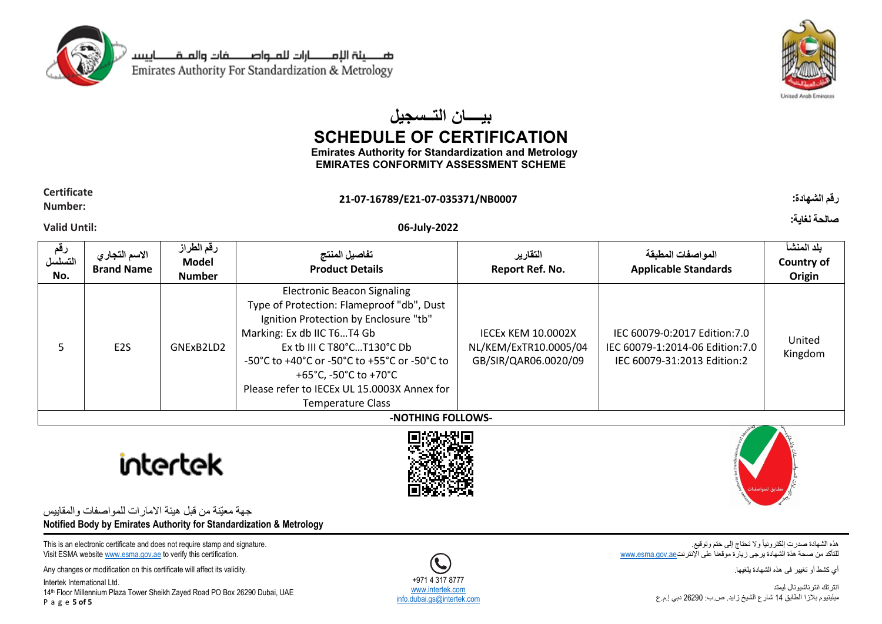هـــيئة الإمــــارات للمـواصــــفات والمـقــــاييس
Emirates Authority For Standardization & Metrology

United Arab Emirates

# بيـــان التــسجيل
# SCHEDULE OF CERTIFICATION

**Emirates Authority for Standardization and Metrology**
**EMIRATES CONFORMITY ASSESSMENT SCHEME**

**Certificate Number:** **21-07-16789/E21-07-035371/NB0007** **رقم الشهادة:**

**Valid Until:** **06-July-2022** **صالحة لغاية:**

| رقم التسلسل No. | الاسم التجاري Brand Name | رقم الطراز Model Number | تفاصيل المنتج Product Details | التقارير Report Ref. No. | المواصفات المطبقة Applicable Standards | بلد المنشأ Country of Origin |
|---|---|---|---|---|---|---|
| 5 | E2S | GNExB2LD2 | Electronic Beacon Signaling<br>Type of Protection: Flameproof "db", Dust Ignition Protection by Enclosure "tb"<br>Marking: Ex db IIC T6…T4 Gb<br>Ex tb III C T80°C…T130°C Db<br>-50°C to +40°C or -50°C to +55°C or -50°C to +65°C, -50°C to +70°C<br>Please refer to IECEx UL 15.0003X Annex for Temperature Class | IECEx KEM 10.0002X<br>NL/KEM/ExTR10.0005/04<br>GB/SIR/QAR06.0020/09 | IEC 60079-0:2017 Edition:7.0<br>IEC 60079-1:2014-06 Edition:7.0<br>IEC 60079-31:2013 Edition:2 | United Kingdom |

**-NOTHING FOLLOWS-**

intertek

جهة معيّنة من قبل هيئة الامارات للمواصفات والمقاييس
**Notified Body by Emirates Authority for Standardization & Metrology**

This is an electronic certificate and does not require stamp and signature.
Visit ESMA website www.esma.gov.ae to verify this certification.

Any changes or modification on this certificate will affect its validity.

هذه الشهادة صدرت إلكترونياً ولا تحتاج إلى ختم وتوقيع.
للتأكد من صحة هذة الشهادة يرجى زيارة موقعنا على الإنترنتwww.esma.gov.ae

أي كشط أو تغيير في هذه الشهادة يلغيها.

Intertek International Ltd.
14th Floor Millennium Plaza Tower Sheikh Zayed Road PO Box 26290 Dubai, UAE

+971 4 317 8777
www.intertek.com
info.dubai.gs@intertek.com

انترتك انترناشيونال ليمتد
ميلينيوم بلازا الطابق 14 شارع الشيخ زايد. ص.ب: 26290 دبي إ.م.ع